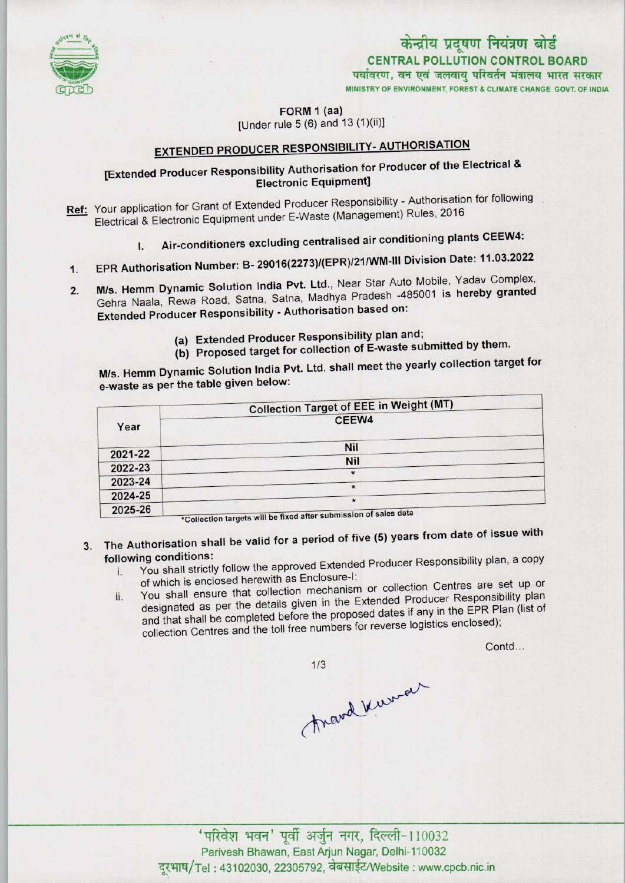केन्द्रीय प्रदूषण नियंत्रण बोर्ड
**CENTRAL POLLUTION CONTROL BOARD**
पर्यावरण, वन एवं जलवायु परिवर्तन मंत्रालय भारत सरकार
MINISTRY OF ENVIRONMENT, FOREST & CLIMATE CHANGE GOVT. OF INDIA

FORM 1 (aa)
[Under rule 5 (6) and 13 (1)(ii)]

## EXTENDED PRODUCER RESPONSIBILITY- AUTHORISATION

**[Extended Producer Responsibility Authorisation for Producer of the Electrical & Electronic Equipment]**

**Ref:** Your application for Grant of Extended Producer Responsibility - Authorisation for following Electrical & Electronic Equipment under E-Waste (Management) Rules, 2016

I. **Air-conditioners excluding centralised air conditioning plants CEEW4:**

1. EPR Authorisation Number: **B- 29016(2273)/(EPR)/21/WM-III Division Date: 11.03.2022**
2. **M/s. Hemm Dynamic Solution India Pvt. Ltd.**, Near Star Auto Mobile, Yadav Complex, Gehra Naala, Rewa Road, Satna, Satna, Madhya Pradesh -485001 is hereby granted **Extended Producer Responsibility - Authorisation based on:**

   (a) **Extended Producer Responsibility plan and;**
   (b) **Proposed target for collection of E-waste submitted by them.**

   M/s. Hemm Dynamic Solution India Pvt. Ltd. shall meet the yearly collection target for e-waste as per the table given below:

| Year | Collection Target of EEE in Weight (MT) |
|---|---|
| | CEEW4 |
| 2021-22 | Nil |
| 2022-23 | Nil |
| 2023-24 | * |
| 2024-25 | * |
| 2025-26 | * |

*Collection targets will be fixed after submission of sales data

3. The Authorisation shall be valid for a period of five (5) years from date of issue with following conditions:
   i. You shall strictly follow the approved Extended Producer Responsibility plan, a copy of which is enclosed herewith as Enclosure-I;
   ii. You shall ensure that collection mechanism or collection Centres are set up or designated as per the details given in the Extended Producer Responsibility plan and that shall be completed before the proposed dates if any in the EPR Plan (list of collection Centres and the toll free numbers for reverse logistics enclosed);

Contd...

'परिवेश भवन' पूर्वी अर्जुन नगर, दिल्ली-110032
Parivesh Bhawan, East Arjun Nagar, Delhi-110032
दूरभाष/Tel : 43102030, 22305792, वेबसाईट/Website : www.cpcb.nic.in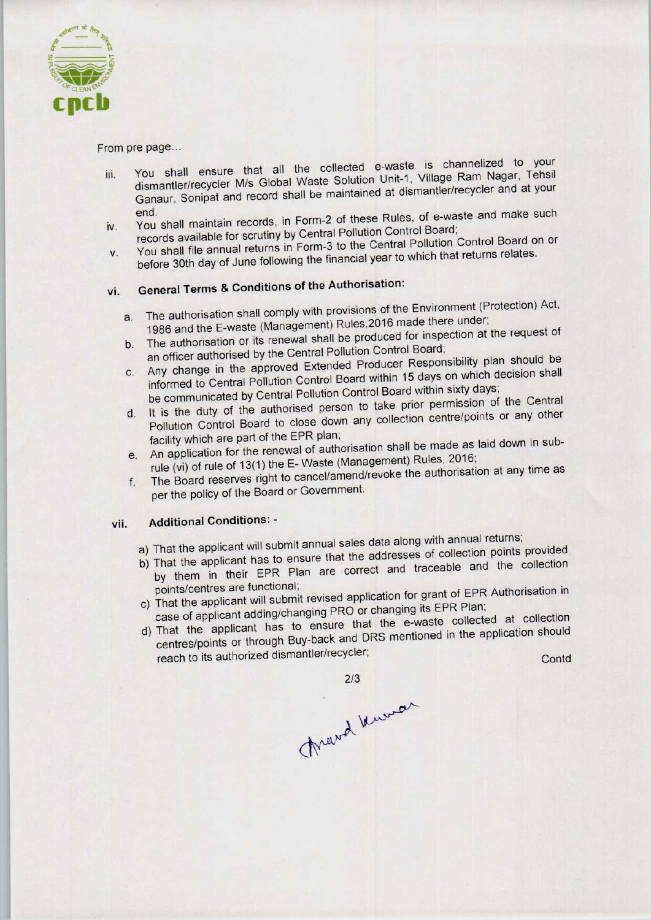From pre page...

iii. You shall ensure that all the collected e-waste is channelized to your dismantler/recycler M/s Global Waste Solution Unit-1, Village Ram Nagar, Tehsil Ganaur, Sonipat and record shall be maintained at dismantler/recycler and at your end.

iv. You shall maintain records, in Form-2 of these Rules, of e-waste and make such records available for scrutiny by Central Pollution Control Board;

v. You shall file annual returns in Form-3 to the Central Pollution Control Board on or before 30th day of June following the financial year to which that returns relates.

vi. **General Terms & Conditions of the Authorisation:**

   a. The authorisation shall comply with provisions of the Environment (Protection) Act, 1986 and the E-waste (Management) Rules,2016 made there under;
   b. The authorisation or its renewal shall be produced for inspection at the request of an officer authorised by the Central Pollution Control Board;
   c. Any change in the approved Extended Producer Responsibility plan should be informed to Central Pollution Control Board within 15 days on which decision shall be communicated by Central Pollution Control Board within sixty days;
   d. It is the duty of the authorised person to take prior permission of the Central Pollution Control Board to close down any collection centre/points or any other facility which are part of the EPR plan;
   e. An application for the renewal of authorisation shall be made as laid down in sub-rule (vi) of rule of 13(1) the E- Waste (Management) Rules, 2016;
   f. The Board reserves right to cancel/amend/revoke the authorisation at any time as per the policy of the Board or Government.

vii. **Additional Conditions: -**

   a) That the applicant will submit annual sales data along with annual returns;
   b) That the applicant has to ensure that the addresses of collection points provided by them in their EPR Plan are correct and traceable and the collection points/centres are functional;
   c) That the applicant will submit revised application for grant of EPR Authorisation in case of applicant adding/changing PRO or changing its EPR Plan;
   d) That the applicant has to ensure that the e-waste collected at collection centres/points or through Buy-back and DRS mentioned in the application should reach to its authorized dismantler/recycler;

Contd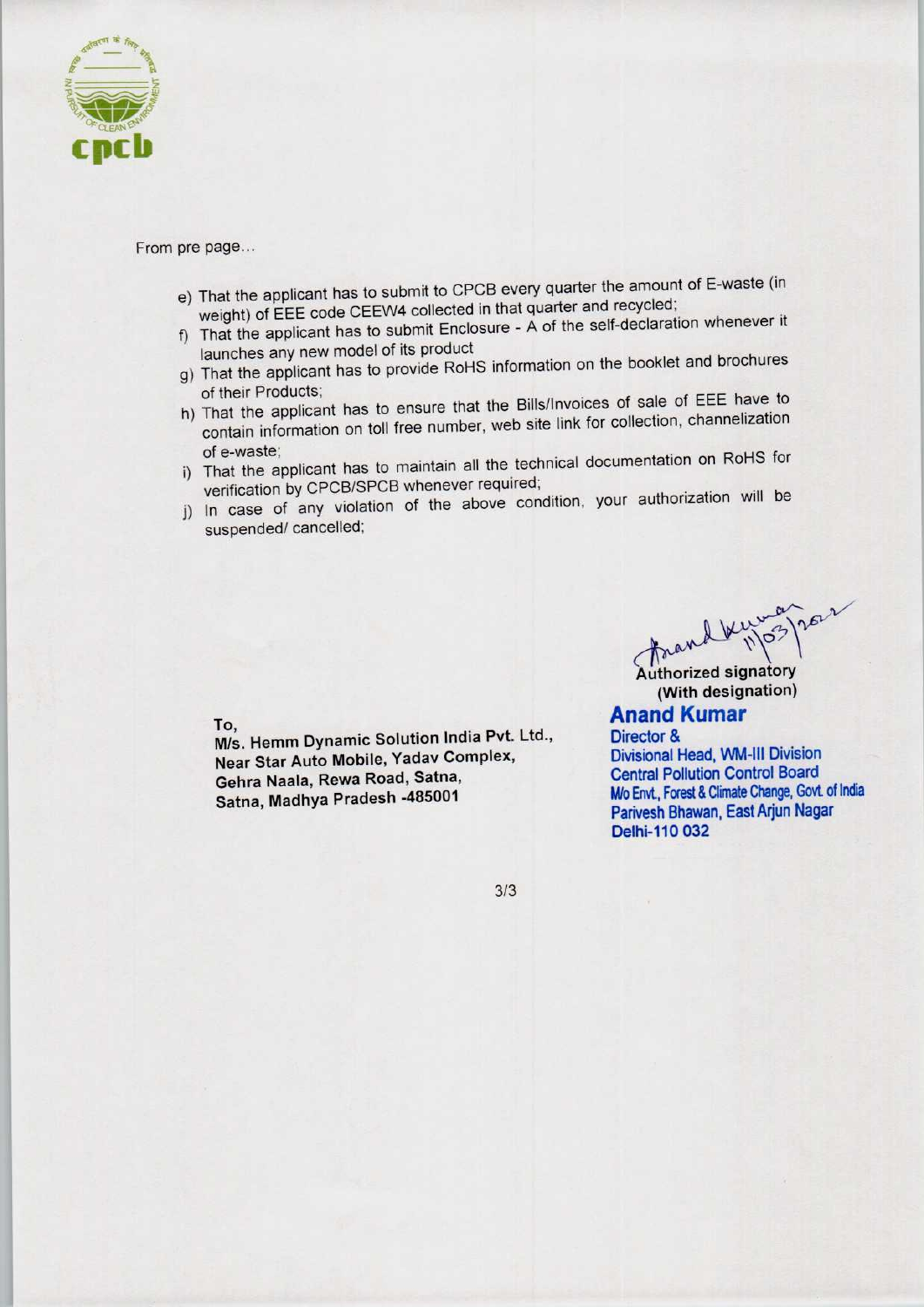From pre page...

e) That the applicant has to submit to CPCB every quarter the amount of E-waste (in weight) of EEE code CEEW4 collected in that quarter and recycled;
f) That the applicant has to submit Enclosure - A of the self-declaration whenever it launches any new model of its product
g) That the applicant has to provide RoHS information on the booklet and brochures of their Products;
h) That the applicant has to ensure that the Bills/Invoices of sale of EEE have to contain information on toll free number, web site link for collection, channelization of e-waste;
i) That the applicant has to maintain all the technical documentation on RoHS for verification by CPCB/SPCB whenever required;
j) In case of any violation of the above condition, your authorization will be suspended/ cancelled;

Anand Kumar 11/03/2022

Authorized signatory
(With designation)

**Anand Kumar**
Director &
Divisional Head, WM-III Division
Central Pollution Control Board
M/o Envt., Forest & Climate Change, Govt. of India
Parivesh Bhawan, East Arjun Nagar
Delhi-110 032

To,
**M/s. Hemm Dynamic Solution India Pvt. Ltd.,**
**Near Star Auto Mobile, Yadav Complex,**
**Gehra Naala, Rewa Road, Satna,**
**Satna, Madhya Pradesh -485001**